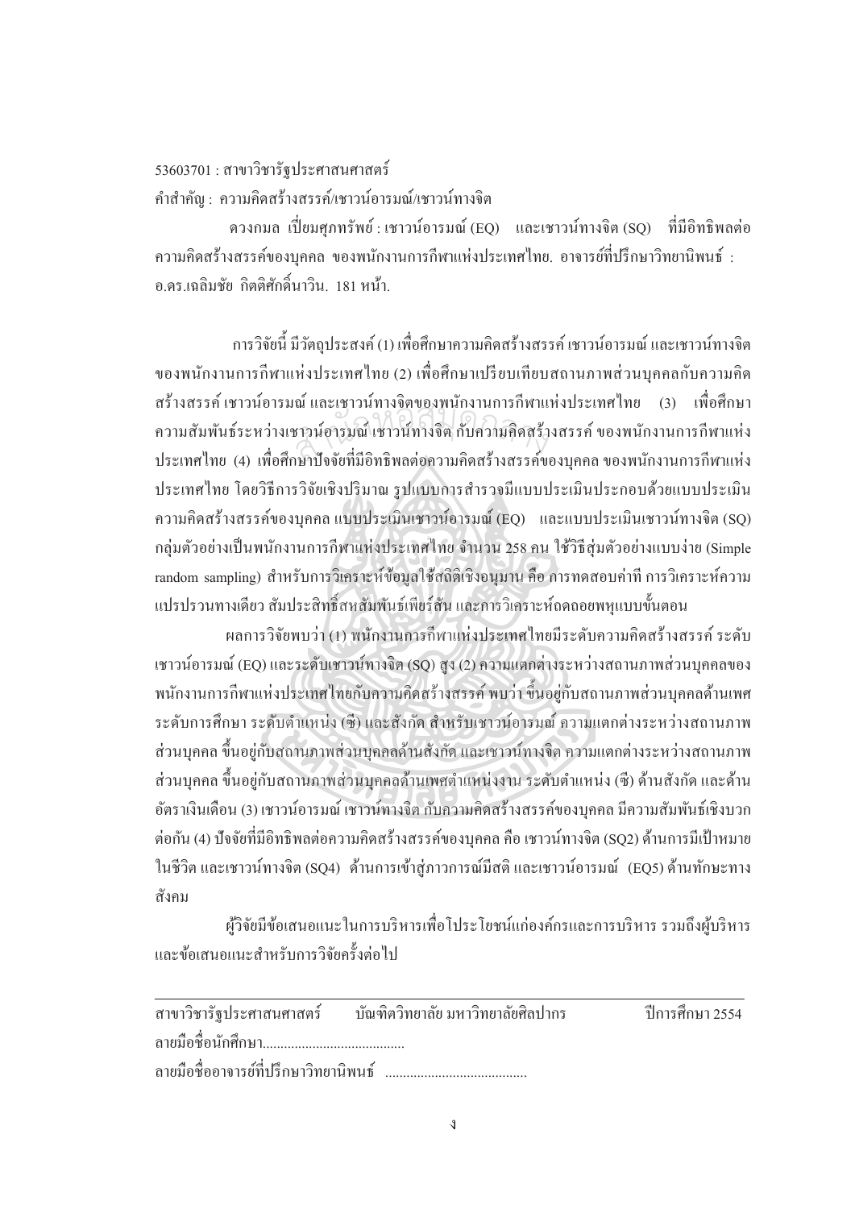53603701 : สาขาวิชารัฐประศาสนศาสตร์

คำสำคัญ : ความคิดสร้างสรรค์/เชาวน์อารมณ์/เชาวน์ทางจิต

ดวงกมล เปี่ยมศุภทรัพย์ : เชาวน์อารมณ์ (EQ) และเชาวน์ทางจิต (SQ) ที่มีอิทธิพลต่อความคิดสร้างสรรค์ของบุคคล ของพนักงานการกีฬาแห่งประเทศไทย. อาจารย์ที่ปรึกษาวิทยานิพนธ์ : อ.ดร.เฉลิมชัย กิตติศักดิ์นาวิน. 181 หน้า.

การวิจัยนี้ มีวัตถุประสงค์ (1) เพื่อศึกษาความคิดสร้างสรรค์ เชาวน์อารมณ์ และเชาวน์ทางจิต ของพนักงานการกีฬาแห่งประเทศไทย (2) เพื่อศึกษาเปรียบเทียบสถานภาพส่วนบุคคลกับความคิดสร้างสรรค์ เชาวน์อารมณ์ และเชาวน์ทางจิตของพนักงานการกีฬาแห่งประเทศไทย (3) เพื่อศึกษาความสัมพันธ์ระหว่างเชาวน์อารมณ์ เชาวน์ทางจิต กับความคิดสร้างสรรค์ ของพนักงานการกีฬาแห่งประเทศไทย (4) เพื่อศึกษาปัจจัยที่มีอิทธิพลต่อความคิดสร้างสรรค์ของบุคคล ของพนักงานการกีฬาแห่งประเทศไทย โดยวิธีการวิจัยเชิงปริมาณ รูปแบบการสำรวจมีแบบประเมินประกอบด้วยแบบประเมินความคิดสร้างสรรค์ของบุคคล แบบประเมินเชาวน์อารมณ์ (EQ) และแบบประเมินเชาวน์ทางจิต (SQ) กลุ่มตัวอย่างเป็นพนักงานการกีฬาแห่งประเทศไทย จำนวน 258 คน ใช้วิธีสุ่มตัวอย่างแบบง่าย (Simple random sampling) สำหรับการวิเคราะห์ข้อมูลใช้สถิติเชิงอนุมาน คือ การทดสอบค่าที การวิเคราะห์ความแปรปรวนทางเดียว สัมประสิทธิ์สหสัมพันธ์เพียร์สัน และการวิเคราะห์ถดถอยพหุแบบขั้นตอน

ผลการวิจัยพบว่า (1) พนักงานการกีฬาแห่งประเทศไทยมีระดับความคิดสร้างสรรค์ ระดับเชาวน์อารมณ์ (EQ) และระดับเชาวน์ทางจิต (SQ) สูง (2) ความแตกต่างระหว่างสถานภาพส่วนบุคคลของพนักงานการกีฬาแห่งประเทศไทยกับความคิดสร้างสรรค์ พบว่า ขึ้นอยู่กับสถานภาพส่วนบุคคลด้านเพศ ระดับการศึกษา ระดับตำแหน่ง (ซี) และสังกัด สำหรับเชาวน์อารมณ์ ความแตกต่างระหว่างสถานภาพส่วนบุคคล ขึ้นอยู่กับสถานภาพส่วนบุคคลด้านสังกัด และเชาวน์ทางจิต ความแตกต่างระหว่างสถานภาพส่วนบุคคล ขึ้นอยู่กับสถานภาพส่วนบุคคลด้านเพศตำแหน่งงาน ระดับตำแหน่ง (ซี) ด้านสังกัด และด้านอัตราเงินเดือน (3) เชาวน์อารมณ์ เชาวน์ทางจิต กับความคิดสร้างสรรค์ของบุคคล มีความสัมพันธ์เชิงบวกต่อกัน (4) ปัจจัยที่มีอิทธิพลต่อความคิดสร้างสรรค์ของบุคคล คือ เชาวน์ทางจิต (SQ2) ด้านการมีเป้าหมายในชีวิต และเชาวน์ทางจิต (SQ4) ด้านการเข้าสู่ภาวการณ์มีสติ และเชาวน์อารมณ์ (EQ5) ด้านทักษะทางสังคม

ผู้วิจัยมีข้อเสนอแนะในการบริหารเพื่อโประโยชน์แก่องค์กรและการบริหาร รวมถึงผู้บริหาร และข้อเสนอแนะสำหรับการวิจัยครั้งต่อไป

---

สาขาวิชารัฐประศาสนศาสตร์ บัณฑิตวิทยาลัย มหาวิทยาลัยศิลปากร ปีการศึกษา 2554

ลายมือชื่อนักศึกษา........................................

ลายมือชื่ออาจารย์ที่ปรึกษาวิทยานิพนธ์ ........................................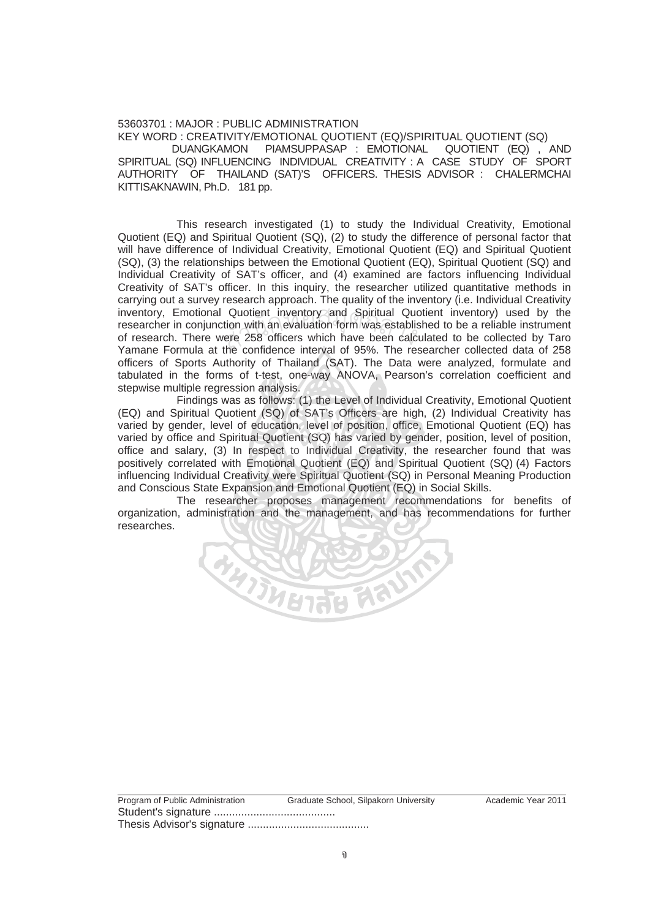53603701 : MAJOR : PUBLIC ADMINISTRATION

KEY WORD : CREATIVITY/EMOTIONAL QUOTIENT (EQ)/SPIRITUAL QUOTIENT (SQ)

DUANGKAMON PIAMSUPPASAP : EMOTIONAL QUOTIENT (EQ) , AND SPIRITUAL (SQ) INFLUENCING INDIVIDUAL CREATIVITY : A CASE STUDY OF SPORT AUTHORITY OF THAILAND (SAT)'S OFFICERS. THESIS ADVISOR : CHALERMCHAI KITTISAKNAWIN, Ph.D. 181 pp.

This research investigated (1) to study the Individual Creativity, Emotional Quotient (EQ) and Spiritual Quotient (SQ), (2) to study the difference of personal factor that will have difference of Individual Creativity, Emotional Quotient (EQ) and Spiritual Quotient (SQ), (3) the relationships between the Emotional Quotient (EQ), Spiritual Quotient (SQ) and Individual Creativity of SAT's officer, and (4) examined are factors influencing Individual Creativity of SAT's officer. In this inquiry, the researcher utilized quantitative methods in carrying out a survey research approach. The quality of the inventory (i.e. Individual Creativity inventory, Emotional Quotient inventory and Spiritual Quotient inventory) used by the researcher in conjunction with an evaluation form was established to be a reliable instrument of research. There were 258 officers which have been calculated to be collected by Taro Yamane Formula at the confidence interval of 95%. The researcher collected data of 258 officers of Sports Authority of Thailand (SAT). The Data were analyzed, formulate and tabulated in the forms of t-test, one-way ANOVA, Pearson's correlation coefficient and stepwise multiple regression analysis.

Findings was as follows: (1) the Level of Individual Creativity, Emotional Quotient (EQ) and Spiritual Quotient (SQ) of SAT's Officers are high, (2) Individual Creativity has varied by gender, level of education, level of position, office, Emotional Quotient (EQ) has varied by office and Spiritual Quotient (SQ) has varied by gender, position, level of position, office and salary, (3) In respect to Individual Creativity, the researcher found that was positively correlated with Emotional Quotient (EQ) and Spiritual Quotient (SQ) (4) Factors influencing Individual Creativity were Spiritual Quotient (SQ) in Personal Meaning Production and Conscious State Expansion and Emotional Quotient (EQ) in Social Skills.

The researcher proposes management recommendations for benefits of organization, administration and the management, and has recommendations for further researches.

Program of Public Administration Graduate School, Silpakorn University Academic Year 2011

Student's signature ........................................

Thesis Advisor's signature ........................................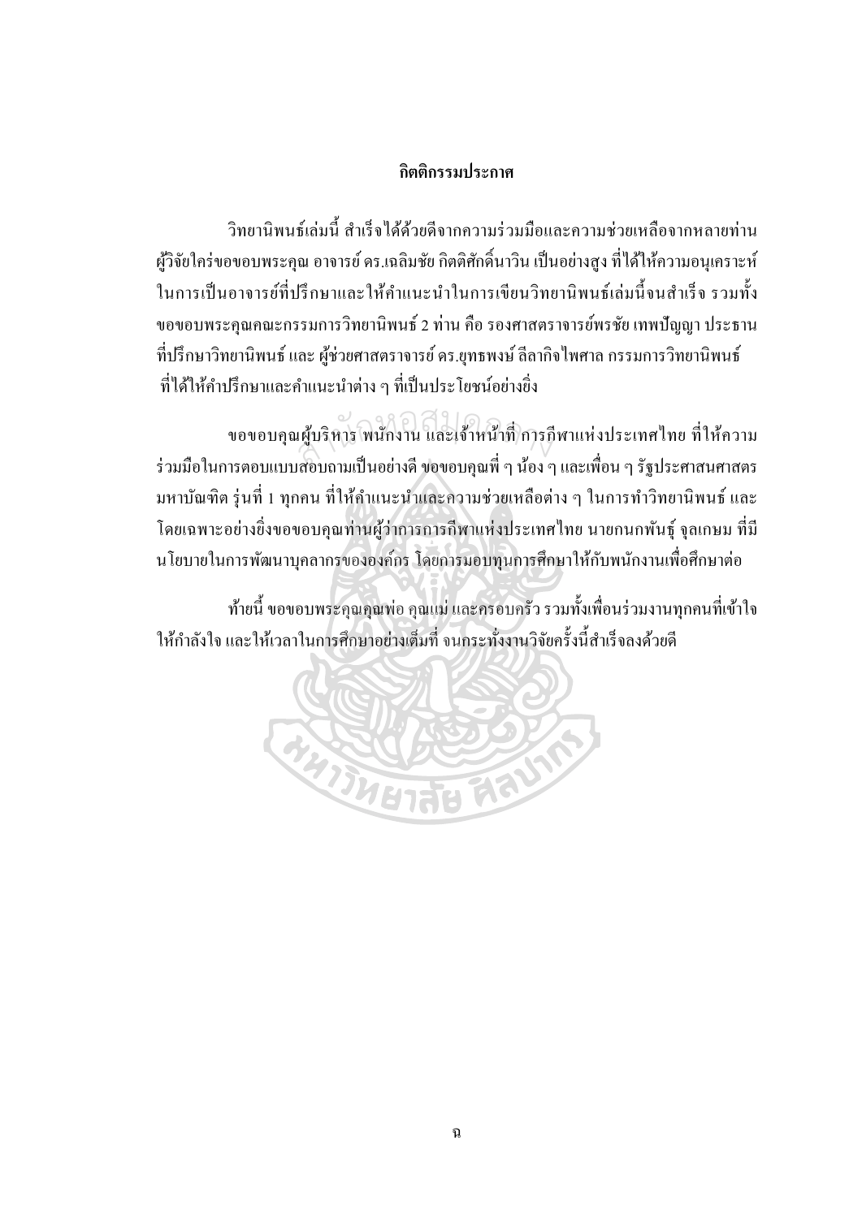**กิตติกรรมประกาศ**

วิทยานิพนธ์เล่มนี้ สำเร็จได้ด้วยดีจากความร่วมมือและความช่วยเหลือจากหลายท่าน ผู้วิจัยใคร่ขอขอบพระคุณ อาจารย์ ดร.เฉลิมชัย กิตติศักดิ์นาวิน เป็นอย่างสูง ที่ได้ให้ความอนุเคราะห์ในการเป็นอาจารย์ที่ปรึกษาและให้คำแนะนำในการเขียนวิทยานิพนธ์เล่มนี้จนสำเร็จ รวมทั้งขอขอบพระคุณคณะกรรมการวิทยานิพนธ์ 2 ท่าน คือ รองศาสตราจารย์พรชัย เทพปัญญา ประธานที่ปรึกษาวิทยานิพนธ์ และ ผู้ช่วยศาสตราจารย์ ดร.ยุทธพงษ์ ลีลากิจไพศาล กรรมการวิทยานิพนธ์ ที่ได้ให้คำปรึกษาและคำแนะนำต่าง ๆ ที่เป็นประโยชน์อย่างยิ่ง

ขอขอบคุณผู้บริหาร พนักงาน และเจ้าหน้าที่ การกีฬาแห่งประเทศไทย ที่ให้ความร่วมมือในการตอบแบบสอบถามเป็นอย่างดี ขอขอบคุณพี่ ๆ น้อง ๆ และเพื่อน ๆ รัฐประศาสนศาสตรมหาบัณฑิต รุ่นที่ 1 ทุกคน ที่ให้คำแนะนำและความช่วยเหลือต่าง ๆ ในการทำวิทยานิพนธ์ และโดยเฉพาะอย่างยิ่งขอขอบคุณท่านผู้ว่าการการกีฬาแห่งประเทศไทย นายกนกพันธุ์ จุลเกษม ที่มีนโยบายในการพัฒนาบุคลากรขององค์กร โดยการมอบทุนการศึกษาให้กับพนักงานเพื่อศึกษาต่อ

ท้ายนี้ ขอขอบพระคุณคุณพ่อ คุณแม่ และครอบครัว รวมทั้งเพื่อนร่วมงานทุกคนที่เข้าใจ ให้กำลังใจ และให้เวลาในการศึกษาอย่างเต็มที่ จนกระทั่งงานวิจัยครั้งนี้สำเร็จลงด้วยดี